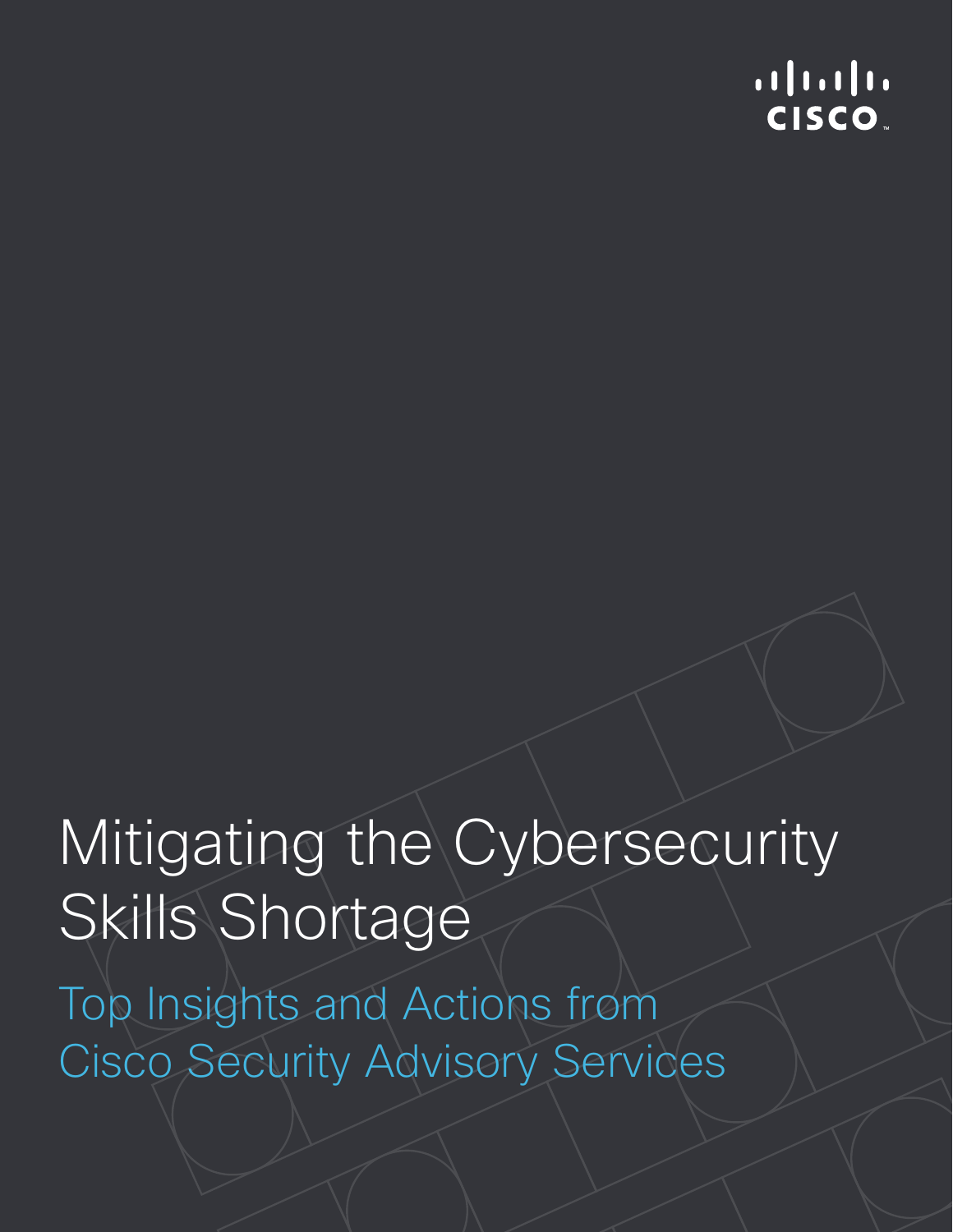# Mitigating the Cybersecurity Skills Shortage

## Top Insights and Actions from Cisco Security Advisory Services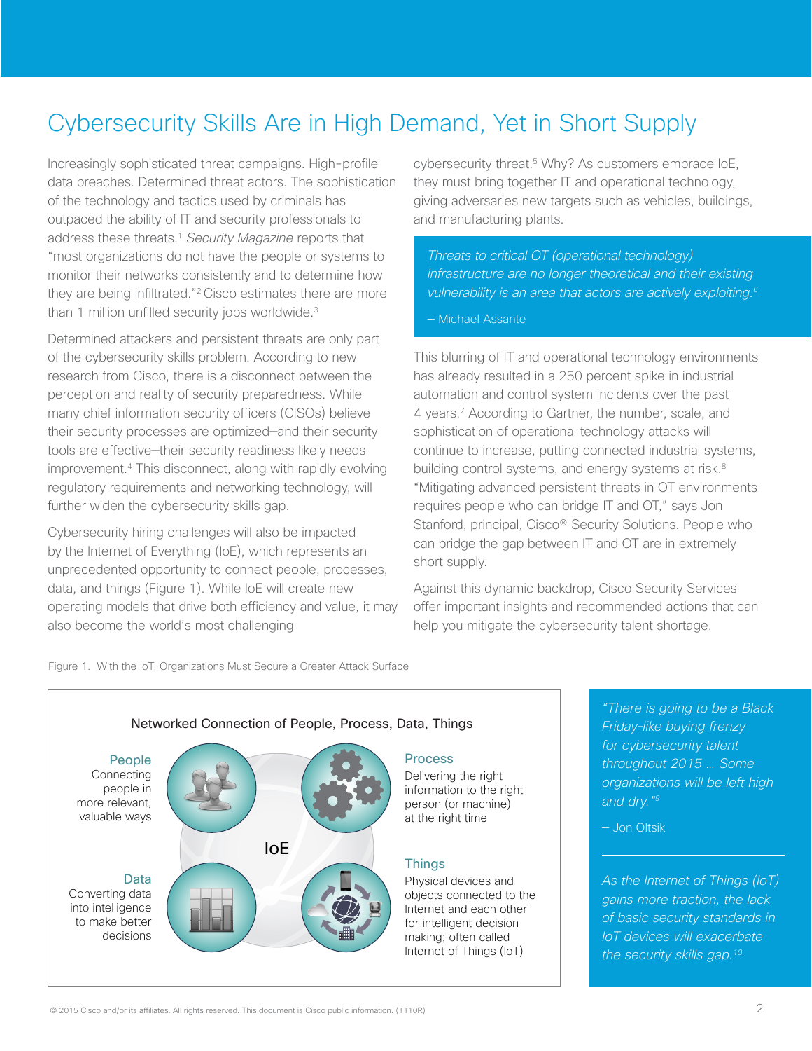# Cybersecurity Skills Are in High Demand, Yet in Short Supply

Increasingly sophisticated threat campaigns. High-profile data breaches. Determined threat actors. The sophistication of the technology and tactics used by criminals has outpaced the ability of IT and security professionals to address these threats.[1] *Security Magazine* reports that "most organizations do not have the people or systems to monitor their networks consistently and to determine how they are being infiltrated."[2] Cisco estimates there are more than 1 million unfilled security jobs worldwide.[3]

Determined attackers and persistent threats are only part of the cybersecurity skills problem. According to new research from Cisco, there is a disconnect between the perception and reality of security preparedness. While many chief information security officers (CISOs) believe their security processes are optimized–and their security tools are effective–their security readiness likely needs improvement.[4] This disconnect, along with rapidly evolving regulatory requirements and networking technology, will further widen the cybersecurity skills gap.

Cybersecurity hiring challenges will also be impacted by the Internet of Everything (IoE), which represents an unprecedented opportunity to connect people, processes, data, and things (Figure 1). While IoE will create new operating models that drive both efficiency and value, it may also become the world's most challenging cybersecurity threat.[5] Why? As customers embrace IoE, they must bring together IT and operational technology, giving adversaries new targets such as vehicles, buildings, and manufacturing plants.

> *Threats to critical OT (operational technology) infrastructure are no longer theoretical and their existing vulnerability is an area that actors are actively exploiting.[6]*
>
> – Michael Assante

This blurring of IT and operational technology environments has already resulted in a 250 percent spike in industrial automation and control system incidents over the past 4 years.[7] According to Gartner, the number, scale, and sophistication of operational technology attacks will continue to increase, putting connected industrial systems, building control systems, and energy systems at risk.[8] "Mitigating advanced persistent threats in OT environments requires people who can bridge IT and OT," says Jon Stanford, principal, Cisco® Security Solutions. People who can bridge the gap between IT and OT are in extremely short supply.

Against this dynamic backdrop, Cisco Security Services offer important insights and recommended actions that can help you mitigate the cybersecurity talent shortage.

Figure 1. With the IoT, Organizations Must Secure a Greater Attack Surface

**Networked Connection of People, Process, Data, Things**

IoE

**People**
Connecting people in more relevant, valuable ways

**Process**
Delivering the right information to the right person (or machine) at the right time

**Data**
Converting data into intelligence to make better decisions

**Things**
Physical devices and objects connected to the Internet and each other for intelligent decision making; often called Internet of Things (IoT)

> *"There is going to be a Black Friday-like buying frenzy for cybersecurity talent throughout 2015 … Some organizations will be left high and dry."[9]*
>
> – Jon Oltsik

> *As the Internet of Things (IoT) gains more traction, the lack of basic security standards in IoT devices will exacerbate the security skills gap.[10]*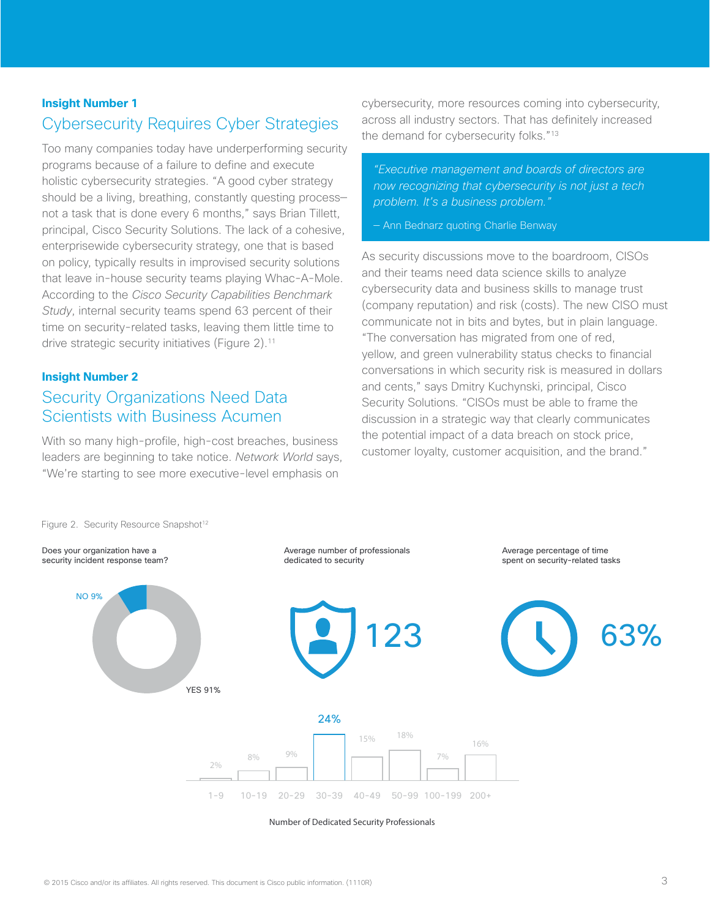**Insight Number 1**

## Cybersecurity Requires Cyber Strategies

Too many companies today have underperforming security programs because of a failure to define and execute holistic cybersecurity strategies. "A good cyber strategy should be a living, breathing, constantly questing process–not a task that is done every 6 months," says Brian Tillett, principal, Cisco Security Solutions. The lack of a cohesive, enterprisewide cybersecurity strategy, one that is based on policy, typically results in improvised security solutions that leave in-house security teams playing Whac-A-Mole. According to the *Cisco Security Capabilities Benchmark Study*, internal security teams spend 63 percent of their time on security-related tasks, leaving them little time to drive strategic security initiatives (Figure 2).[11]

**Insight Number 2**

## Security Organizations Need Data Scientists with Business Acumen

With so many high-profile, high-cost breaches, business leaders are beginning to take notice. *Network World* says, "We're starting to see more executive-level emphasis on cybersecurity, more resources coming into cybersecurity, across all industry sectors. That has definitely increased the demand for cybersecurity folks."[13]

> *"Executive management and boards of directors are now recognizing that cybersecurity is not just a tech problem. It's a business problem."*
>
> – Ann Bednarz quoting Charlie Benway

As security discussions move to the boardroom, CISOs and their teams need data science skills to analyze cybersecurity data and business skills to manage trust (company reputation) and risk (costs). The new CISO must communicate not in bits and bytes, but in plain language. "The conversation has migrated from one of red, yellow, and green vulnerability status checks to financial conversations in which security risk is measured in dollars and cents," says Dmitry Kuchynski, principal, Cisco Security Solutions. "CISOs must be able to frame the discussion in a strategic way that clearly communicates the potential impact of a data breach on stock price, customer loyalty, customer acquisition, and the brand."

Figure 2. Security Resource Snapshot[12]

Does your organization have a security incident response team?

NO 9%

YES 91%

Average number of professionals dedicated to security

123

Average percentage of time spent on security-related tasks

63%

| Number of Dedicated Security Professionals | 1-9 | 10-19 | 20-29 | 30-39 | 40-49 | 50-99 | 100-199 | 200+ |
|---|---|---|---|---|---|---|---|---|
| Percentage | 2% | 8% | 9% | 24% | 15% | 18% | 7% | 16% |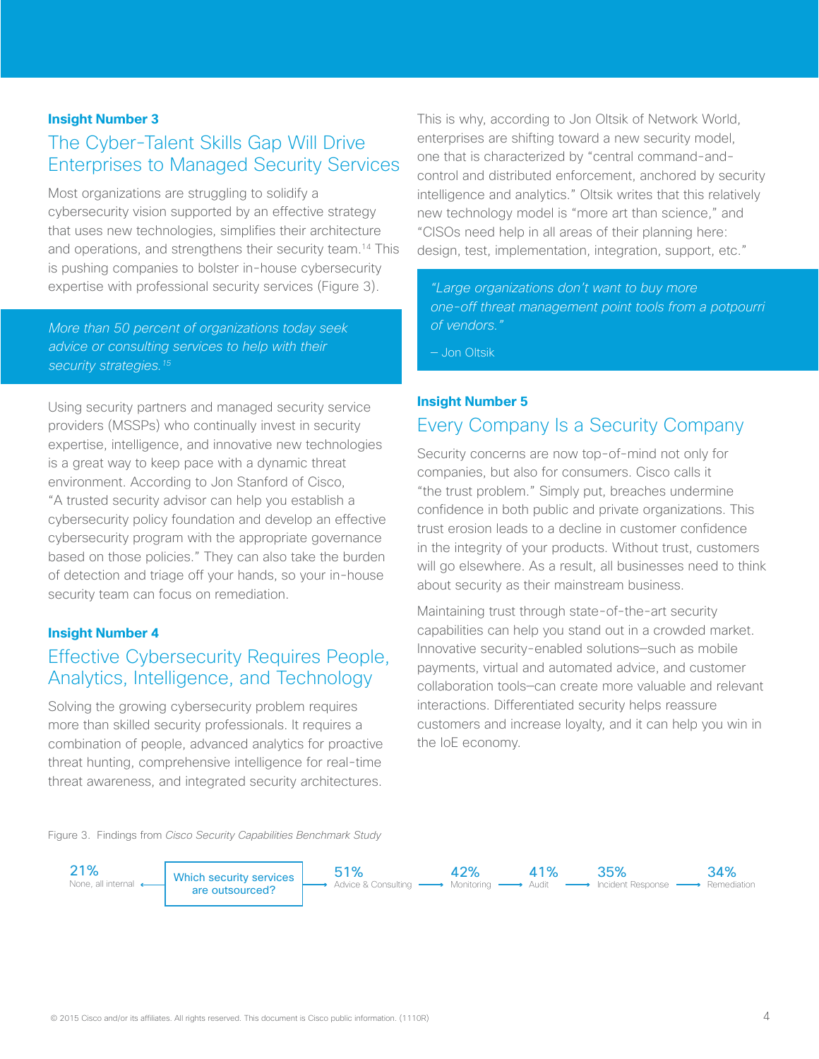**Insight Number 3**

## The Cyber-Talent Skills Gap Will Drive Enterprises to Managed Security Services

Most organizations are struggling to solidify a cybersecurity vision supported by an effective strategy that uses new technologies, simplifies their architecture and operations, and strengthens their security team.[14] This is pushing companies to bolster in-house cybersecurity expertise with professional security services (Figure 3).

> *More than 50 percent of organizations today seek advice or consulting services to help with their security strategies.[15]*

Using security partners and managed security service providers (MSSPs) who continually invest in security expertise, intelligence, and innovative new technologies is a great way to keep pace with a dynamic threat environment. According to Jon Stanford of Cisco, "A trusted security advisor can help you establish a cybersecurity policy foundation and develop an effective cybersecurity program with the appropriate governance based on those policies." They can also take the burden of detection and triage off your hands, so your in-house security team can focus on remediation.

**Insight Number 4**

## Effective Cybersecurity Requires People, Analytics, Intelligence, and Technology

Solving the growing cybersecurity problem requires more than skilled security professionals. It requires a combination of people, advanced analytics for proactive threat hunting, comprehensive intelligence for real-time threat awareness, and integrated security architectures.

This is why, according to Jon Oltsik of Network World, enterprises are shifting toward a new security model, one that is characterized by "central command-and-control and distributed enforcement, anchored by security intelligence and analytics." Oltsik writes that this relatively new technology model is "more art than science," and "CISOs need help in all areas of their planning here: design, test, implementation, integration, support, etc."

> *"Large organizations don't want to buy more one-off threat management point tools from a potpourri of vendors."*
>
> – Jon Oltsik

**Insight Number 5**

## Every Company Is a Security Company

Security concerns are now top-of-mind not only for companies, but also for consumers. Cisco calls it "the trust problem." Simply put, breaches undermine confidence in both public and private organizations. This trust erosion leads to a decline in customer confidence in the integrity of your products. Without trust, customers will go elsewhere. As a result, all businesses need to think about security as their mainstream business.

Maintaining trust through state-of-the-art security capabilities can help you stand out in a crowded market. Innovative security-enabled solutions–such as mobile payments, virtual and automated advice, and customer collaboration tools–can create more valuable and relevant interactions. Differentiated security helps reassure customers and increase loyalty, and it can help you win in the IoE economy.

Figure 3. Findings from *Cisco Security Capabilities Benchmark Study*

**Which security services are outsourced?**

| Service | Percentage |
| --- | --- |
| None, all internal | 21% |
| Advice & Consulting | 51% |
| Monitoring | 42% |
| Audit | 41% |
| Incident Response | 35% |
| Remediation | 34% |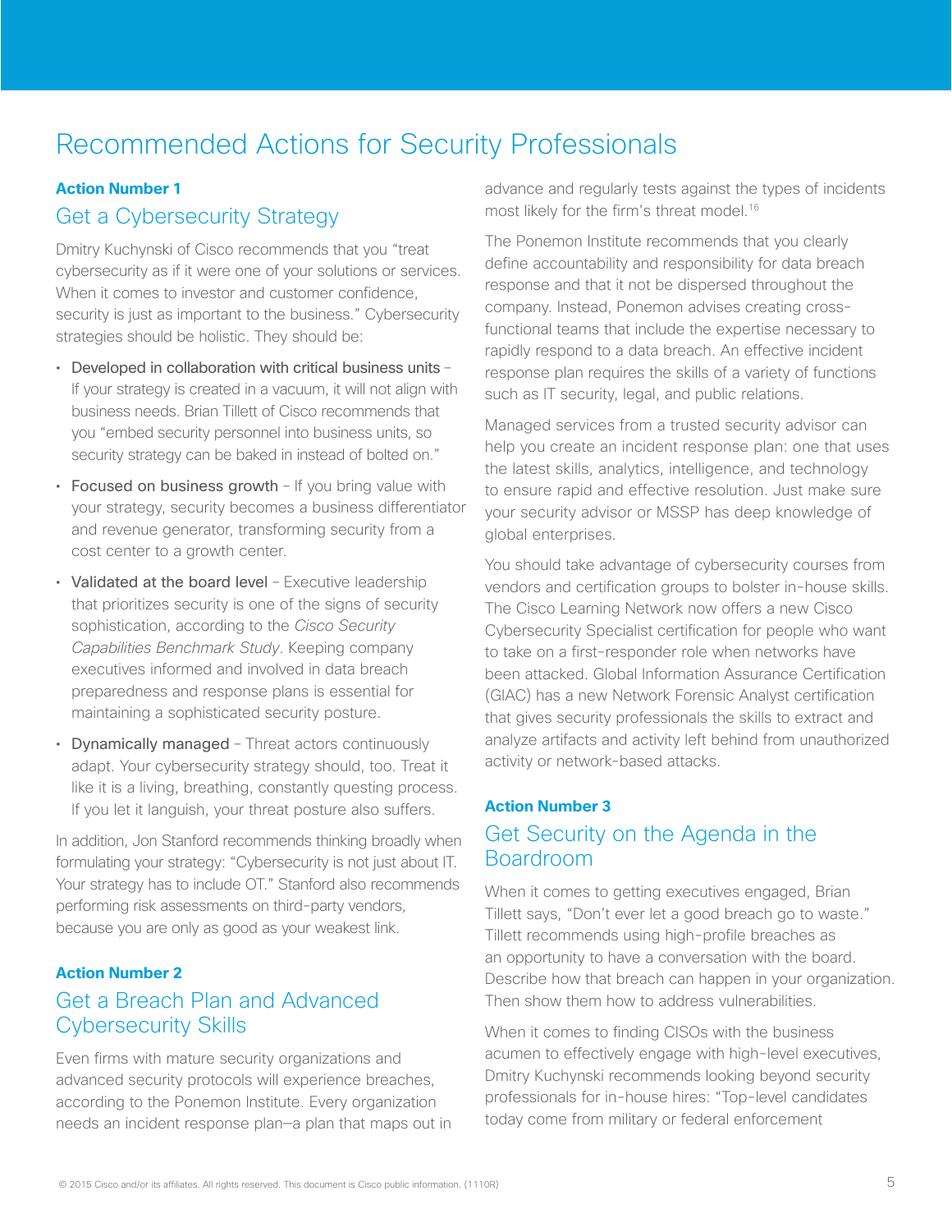# Recommended Actions for Security Professionals

**Action Number 1**

## Get a Cybersecurity Strategy

Dmitry Kuchynski of Cisco recommends that you "treat cybersecurity as if it were one of your solutions or services. When it comes to investor and customer confidence, security is just as important to the business." Cybersecurity strategies should be holistic. They should be:

- Developed in collaboration with critical business units – If your strategy is created in a vacuum, it will not align with business needs. Brian Tillett of Cisco recommends that you "embed security personnel into business units, so security strategy can be baked in instead of bolted on."
- Focused on business growth – If you bring value with your strategy, security becomes a business differentiator and revenue generator, transforming security from a cost center to a growth center.
- Validated at the board level – Executive leadership that prioritizes security is one of the signs of security sophistication, according to the *Cisco Security Capabilities Benchmark Study*. Keeping company executives informed and involved in data breach preparedness and response plans is essential for maintaining a sophisticated security posture.
- Dynamically managed – Threat actors continuously adapt. Your cybersecurity strategy should, too. Treat it like it is a living, breathing, constantly questing process. If you let it languish, your threat posture also suffers.

In addition, Jon Stanford recommends thinking broadly when formulating your strategy: "Cybersecurity is not just about IT. Your strategy has to include OT." Stanford also recommends performing risk assessments on third-party vendors, because you are only as good as your weakest link.

**Action Number 2**

## Get a Breach Plan and Advanced Cybersecurity Skills

Even firms with mature security organizations and advanced security protocols will experience breaches, according to the Ponemon Institute. Every organization needs an incident response plan—a plan that maps out in advance and regularly tests against the types of incidents most likely for the firm's threat model.[16]

The Ponemon Institute recommends that you clearly define accountability and responsibility for data breach response and that it not be dispersed throughout the company. Instead, Ponemon advises creating cross-functional teams that include the expertise necessary to rapidly respond to a data breach. An effective incident response plan requires the skills of a variety of functions such as IT security, legal, and public relations.

Managed services from a trusted security advisor can help you create an incident response plan: one that uses the latest skills, analytics, intelligence, and technology to ensure rapid and effective resolution. Just make sure your security advisor or MSSP has deep knowledge of global enterprises.

You should take advantage of cybersecurity courses from vendors and certification groups to bolster in-house skills. The Cisco Learning Network now offers a new Cisco Cybersecurity Specialist certification for people who want to take on a first-responder role when networks have been attacked. Global Information Assurance Certification (GIAC) has a new Network Forensic Analyst certification that gives security professionals the skills to extract and analyze artifacts and activity left behind from unauthorized activity or network-based attacks.

**Action Number 3**

## Get Security on the Agenda in the Boardroom

When it comes to getting executives engaged, Brian Tillett says, "Don't ever let a good breach go to waste." Tillett recommends using high-profile breaches as an opportunity to have a conversation with the board. Describe how that breach can happen in your organization. Then show them how to address vulnerabilities.

When it comes to finding CISOs with the business acumen to effectively engage with high-level executives, Dmitry Kuchynski recommends looking beyond security professionals for in-house hires: "Top-level candidates today come from military or federal enforcement

© 2015 Cisco and/or its affiliates. All rights reserved. This document is Cisco public information. (1110R)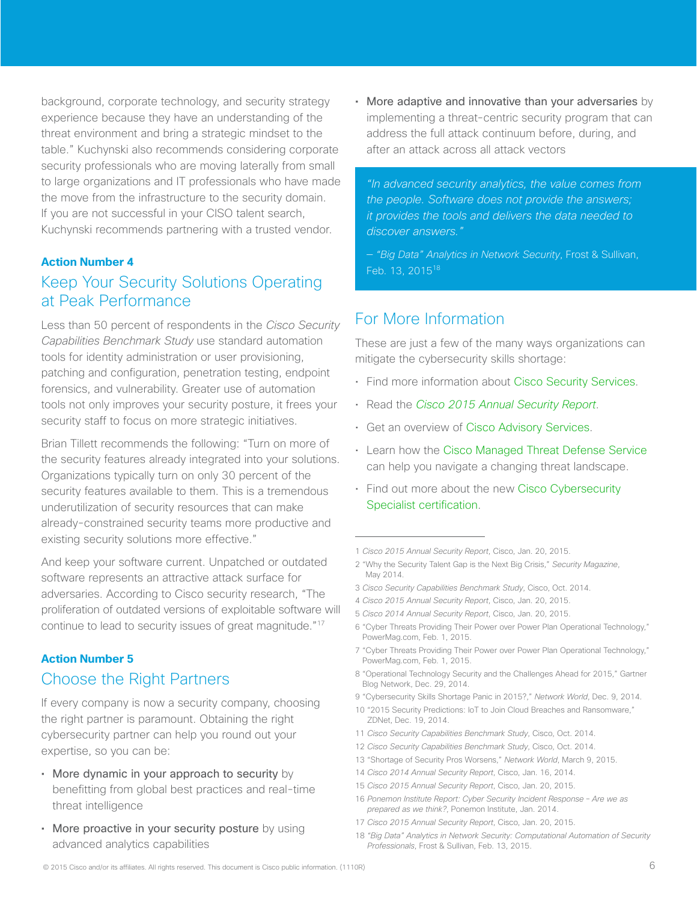background, corporate technology, and security strategy experience because they have an understanding of the threat environment and bring a strategic mindset to the table." Kuchynski also recommends considering corporate security professionals who are moving laterally from small to large organizations and IT professionals who have made the move from the infrastructure to the security domain. If you are not successful in your CISO talent search, Kuchynski recommends partnering with a trusted vendor.

**Action Number 4**

## Keep Your Security Solutions Operating at Peak Performance

Less than 50 percent of respondents in the *Cisco Security Capabilities Benchmark Study* use standard automation tools for identity administration or user provisioning, patching and configuration, penetration testing, endpoint forensics, and vulnerability. Greater use of automation tools not only improves your security posture, it frees your security staff to focus on more strategic initiatives.

Brian Tillett recommends the following: "Turn on more of the security features already integrated into your solutions. Organizations typically turn on only 30 percent of the security features available to them. This is a tremendous underutilization of security resources that can make already-constrained security teams more productive and existing security solutions more effective."

And keep your software current. Unpatched or outdated software represents an attractive attack surface for adversaries. According to Cisco security research, "The proliferation of outdated versions of exploitable software will continue to lead to security issues of great magnitude."[17]

**Action Number 5**

## Choose the Right Partners

If every company is now a security company, choosing the right partner is paramount. Obtaining the right cybersecurity partner can help you round out your expertise, so you can be:

- More dynamic in your approach to security by benefitting from global best practices and real-time threat intelligence
- More proactive in your security posture by using advanced analytics capabilities
- More adaptive and innovative than your adversaries by implementing a threat-centric security program that can address the full attack continuum before, during, and after an attack across all attack vectors

> *"In advanced security analytics, the value comes from the people. Software does not provide the answers; it provides the tools and delivers the data needed to discover answers."*
>
> – *"Big Data" Analytics in Network Security*, Frost & Sullivan, Feb. 13, 2015[18]

## For More Information

These are just a few of the many ways organizations can mitigate the cybersecurity skills shortage:

- Find more information about Cisco Security Services.
- Read the *Cisco 2015 Annual Security Report*.
- Get an overview of Cisco Advisory Services.
- Learn how the Cisco Managed Threat Defense Service can help you navigate a changing threat landscape.
- Find out more about the new Cisco Cybersecurity Specialist certification.

---

1 *Cisco 2015 Annual Security Report*, Cisco, Jan. 20, 2015.

2 "Why the Security Talent Gap is the Next Big Crisis," *Security Magazine*, May 2014.

3 *Cisco Security Capabilities Benchmark Study*, Cisco, Oct. 2014.

4 *Cisco 2015 Annual Security Report*, Cisco, Jan. 20, 2015.

5 *Cisco 2014 Annual Security Report*, Cisco, Jan. 20, 2015.

6 "Cyber Threats Providing Their Power over Power Plan Operational Technology," PowerMag.com, Feb. 1, 2015.

7 "Cyber Threats Providing Their Power over Power Plan Operational Technology," PowerMag.com, Feb. 1, 2015.

8 "Operational Technology Security and the Challenges Ahead for 2015," Gartner Blog Network, Dec. 29, 2014.

9 "Cybersecurity Skills Shortage Panic in 2015?," *Network World*, Dec. 9, 2014.

10 "2015 Security Predictions: IoT to Join Cloud Breaches and Ransomware," ZDNet, Dec. 19, 2014.

11 *Cisco Security Capabilities Benchmark Study*, Cisco, Oct. 2014.

12 *Cisco Security Capabilities Benchmark Study*, Cisco, Oct. 2014.

13 "Shortage of Security Pros Worsens," *Network World*, March 9, 2015.

14 *Cisco 2014 Annual Security Report*, Cisco, Jan. 16, 2014.

15 *Cisco 2015 Annual Security Report*, Cisco, Jan. 20, 2015.

16 *Ponemon Institute Report: Cyber Security Incident Response – Are we as prepared as we think?*, Ponemon Institute, Jan. 2014.

17 *Cisco 2015 Annual Security Report*, Cisco, Jan. 20, 2015.

18 *"Big Data" Analytics in Network Security: Computational Automation of Security Professionals*, Frost & Sullivan, Feb. 13, 2015.

© 2015 Cisco and/or its affiliates. All rights reserved. This document is Cisco public information. (1110R)